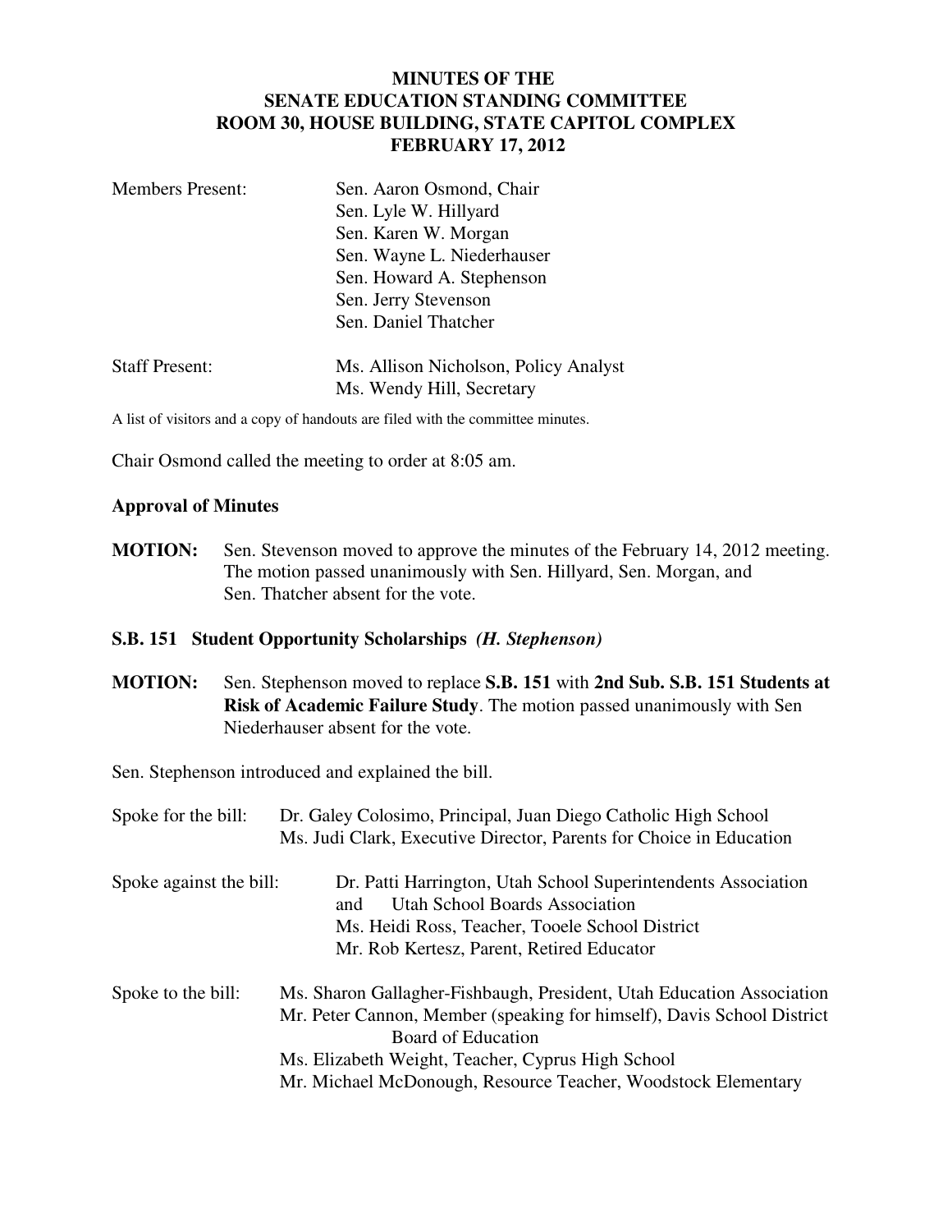# MINUTES OF THE SENATE EDUCATION STANDING COMMITTEE
## ROOM 30, HOUSE BUILDING, STATE CAPITOL COMPLEX
## FEBRUARY 17, 2012

Members Present: Sen. Aaron Osmond, Chair
Sen. Lyle W. Hillyard
Sen. Karen W. Morgan
Sen. Wayne L. Niederhauser
Sen. Howard A. Stephenson
Sen. Jerry Stevenson
Sen. Daniel Thatcher

Staff Present: Ms. Allison Nicholson, Policy Analyst
Ms. Wendy Hill, Secretary

A list of visitors and a copy of handouts are filed with the committee minutes.

Chair Osmond called the meeting to order at 8:05 am.

**Approval of Minutes**

**MOTION:** Sen. Stevenson moved to approve the minutes of the February 14, 2012 meeting. The motion passed unanimously with Sen. Hillyard, Sen. Morgan, and Sen. Thatcher absent for the vote.

**S.B. 151 Student Opportunity Scholarships** ***(H. Stephenson)***

**MOTION:** Sen. Stephenson moved to replace **S.B. 151** with **2nd Sub. S.B. 151 Students at Risk of Academic Failure Study**. The motion passed unanimously with Sen Niederhauser absent for the vote.

Sen. Stephenson introduced and explained the bill.

Spoke for the bill: Dr. Galey Colosimo, Principal, Juan Diego Catholic High School
Ms. Judi Clark, Executive Director, Parents for Choice in Education

Spoke against the bill: Dr. Patti Harrington, Utah School Superintendents Association and Utah School Boards Association
Ms. Heidi Ross, Teacher, Tooele School District
Mr. Rob Kertesz, Parent, Retired Educator

Spoke to the bill: Ms. Sharon Gallagher-Fishbaugh, President, Utah Education Association
Mr. Peter Cannon, Member (speaking for himself), Davis School District Board of Education
Ms. Elizabeth Weight, Teacher, Cyprus High School
Mr. Michael McDonough, Resource Teacher, Woodstock Elementary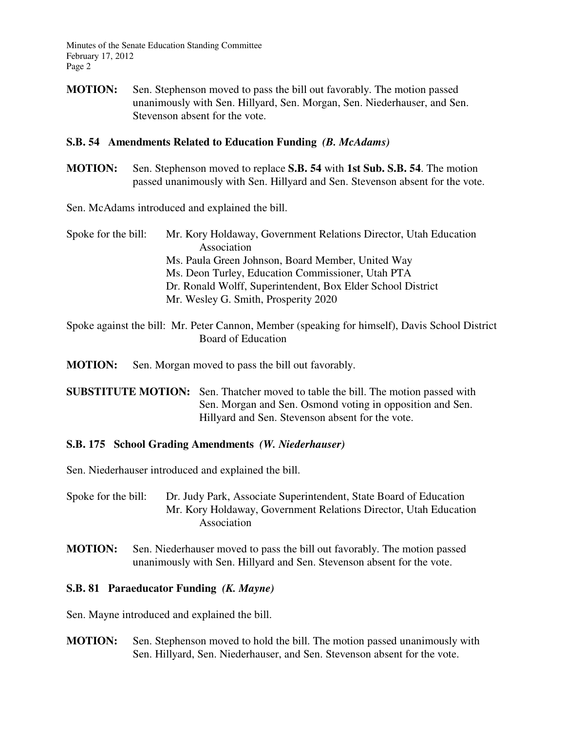**MOTION:** Sen. Stephenson moved to pass the bill out favorably. The motion passed unanimously with Sen. Hillyard, Sen. Morgan, Sen. Niederhauser, and Sen. Stevenson absent for the vote.

### S.B. 54 Amendments Related to Education Funding *(B. McAdams)*

**MOTION:** Sen. Stephenson moved to replace **S.B. 54** with **1st Sub. S.B. 54**. The motion passed unanimously with Sen. Hillyard and Sen. Stevenson absent for the vote.

Sen. McAdams introduced and explained the bill.

Spoke for the bill:
- Mr. Kory Holdaway, Government Relations Director, Utah Education Association
- Ms. Paula Green Johnson, Board Member, United Way
- Ms. Deon Turley, Education Commissioner, Utah PTA
- Dr. Ronald Wolff, Superintendent, Box Elder School District
- Mr. Wesley G. Smith, Prosperity 2020

Spoke against the bill: Mr. Peter Cannon, Member (speaking for himself), Davis School District Board of Education

**MOTION:** Sen. Morgan moved to pass the bill out favorably.

**SUBSTITUTE MOTION:** Sen. Thatcher moved to table the bill. The motion passed with Sen. Morgan and Sen. Osmond voting in opposition and Sen. Hillyard and Sen. Stevenson absent for the vote.

### S.B. 175 School Grading Amendments *(W. Niederhauser)*

Sen. Niederhauser introduced and explained the bill.

Spoke for the bill:
- Dr. Judy Park, Associate Superintendent, State Board of Education
- Mr. Kory Holdaway, Government Relations Director, Utah Education Association

**MOTION:** Sen. Niederhauser moved to pass the bill out favorably. The motion passed unanimously with Sen. Hillyard and Sen. Stevenson absent for the vote.

### S.B. 81 Paraeducator Funding *(K. Mayne)*

Sen. Mayne introduced and explained the bill.

**MOTION:** Sen. Stephenson moved to hold the bill. The motion passed unanimously with Sen. Hillyard, Sen. Niederhauser, and Sen. Stevenson absent for the vote.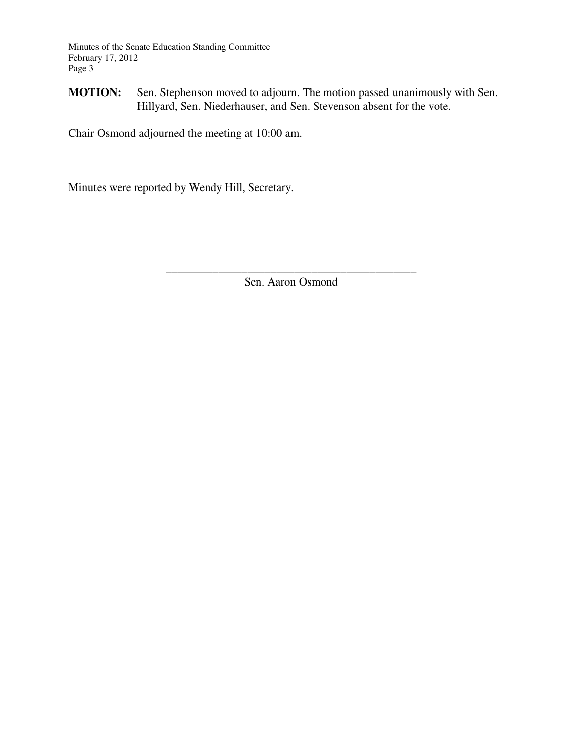**MOTION:** Sen. Stephenson moved to adjourn. The motion passed unanimously with Sen. Hillyard, Sen. Niederhauser, and Sen. Stevenson absent for the vote.

Chair Osmond adjourned the meeting at 10:00 am.

Minutes were reported by Wendy Hill, Secretary.

\_\_\_\_\_\_\_\_\_\_\_\_\_\_\_\_\_\_\_\_\_\_\_\_\_\_\_\_\_\_\_\_\_\_\_\_\_\_\_\_\_\_\_\_

Sen. Aaron Osmond